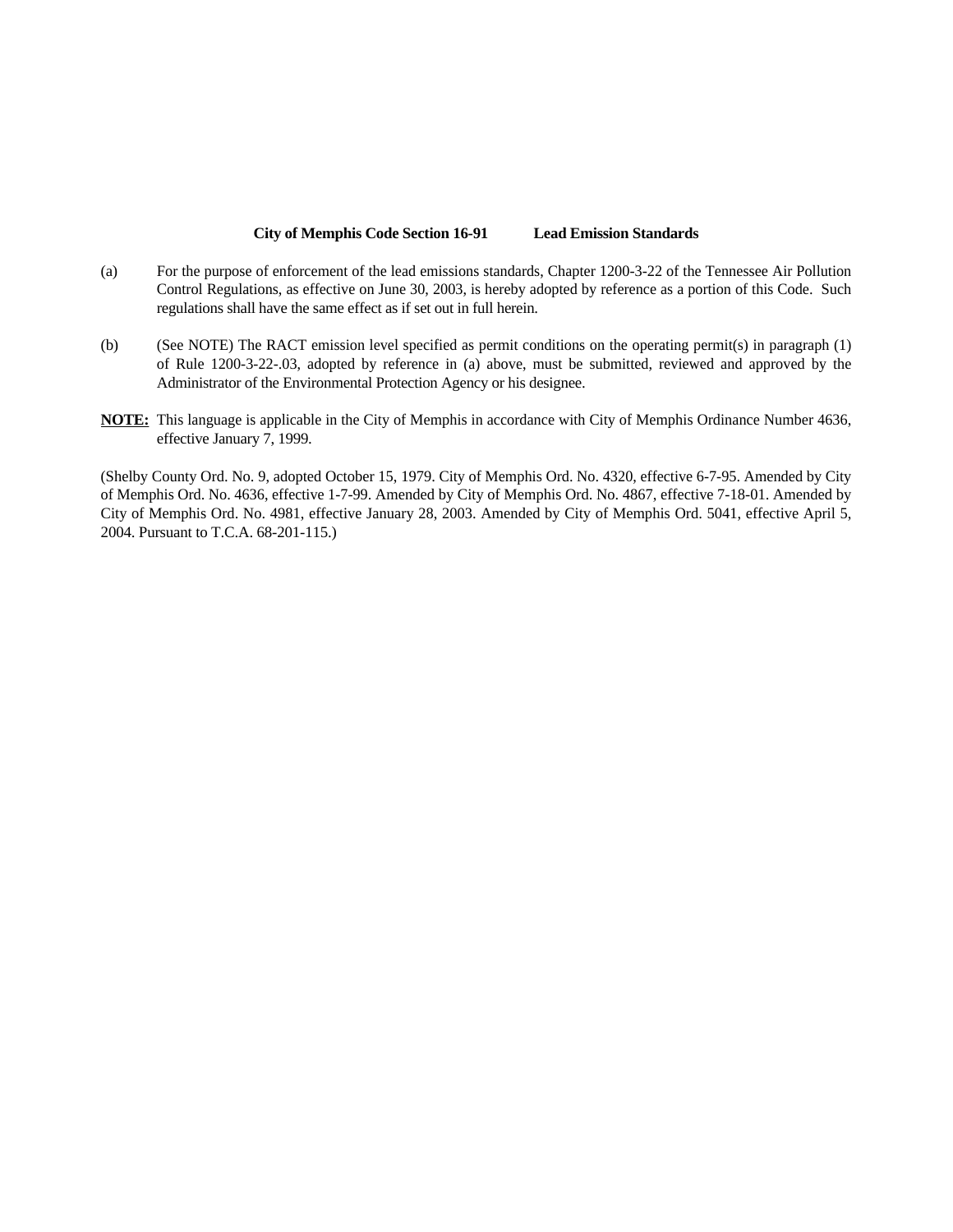**City of Memphis Code Section 16-91 Lead Emission Standards**

(a) For the purpose of enforcement of the lead emissions standards, Chapter 1200-3-22 of the Tennessee Air Pollution Control Regulations, as effective on June 30, 2003, is hereby adopted by reference as a portion of this Code. Such regulations shall have the same effect as if set out in full herein.

(b) (See NOTE) The RACT emission level specified as permit conditions on the operating permit(s) in paragraph (1) of Rule 1200-3-22-.03, adopted by reference in (a) above, must be submitted, reviewed and approved by the Administrator of the Environmental Protection Agency or his designee.

**NOTE:** This language is applicable in the City of Memphis in accordance with City of Memphis Ordinance Number 4636, effective January 7, 1999.

(Shelby County Ord. No. 9, adopted October 15, 1979. City of Memphis Ord. No. 4320, effective 6-7-95. Amended by City of Memphis Ord. No. 4636, effective 1-7-99. Amended by City of Memphis Ord. No. 4867, effective 7-18-01. Amended by City of Memphis Ord. No. 4981, effective January 28, 2003. Amended by City of Memphis Ord. 5041, effective April 5, 2004. Pursuant to T.C.A. 68-201-115.)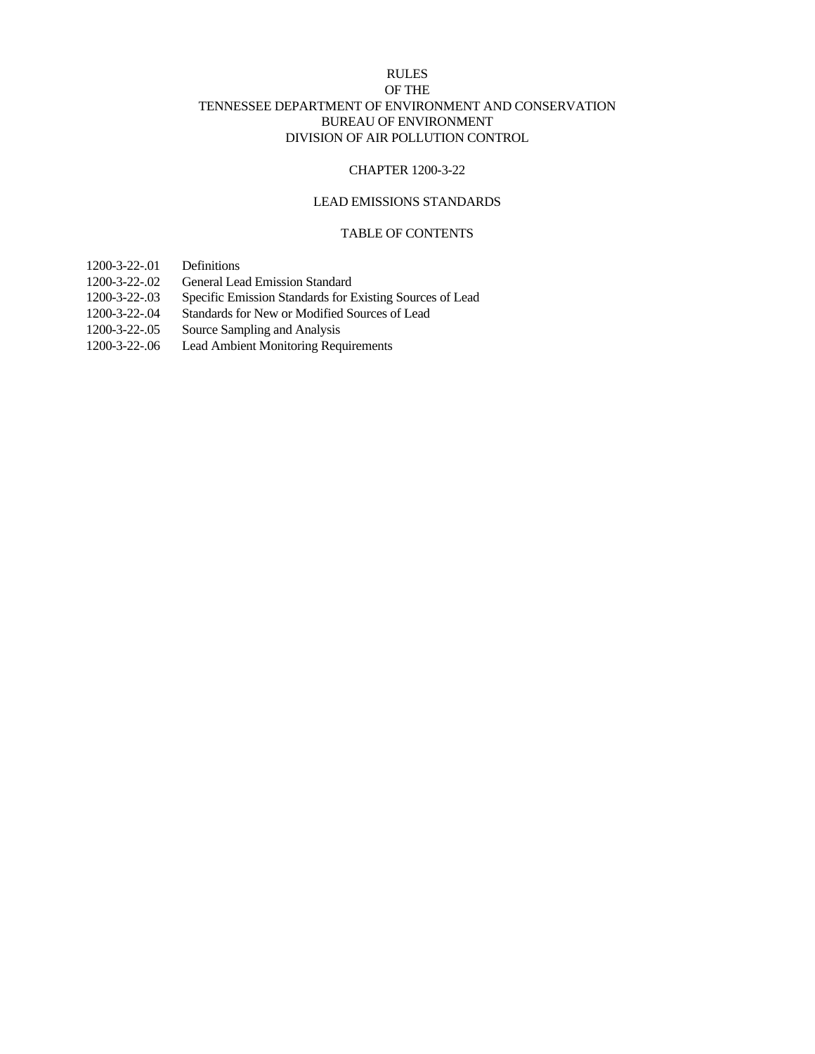RULES
OF THE
TENNESSEE DEPARTMENT OF ENVIRONMENT AND CONSERVATION
BUREAU OF ENVIRONMENT
DIVISION OF AIR POLLUTION CONTROL

# CHAPTER 1200-3-22

# LEAD EMISSIONS STANDARDS

## TABLE OF CONTENTS

| | |
|---|---|
| 1200-3-22-.01 | Definitions |
| 1200-3-22-.02 | General Lead Emission Standard |
| 1200-3-22-.03 | Specific Emission Standards for Existing Sources of Lead |
| 1200-3-22-.04 | Standards for New or Modified Sources of Lead |
| 1200-3-22-.05 | Source Sampling and Analysis |
| 1200-3-22-.06 | Lead Ambient Monitoring Requirements |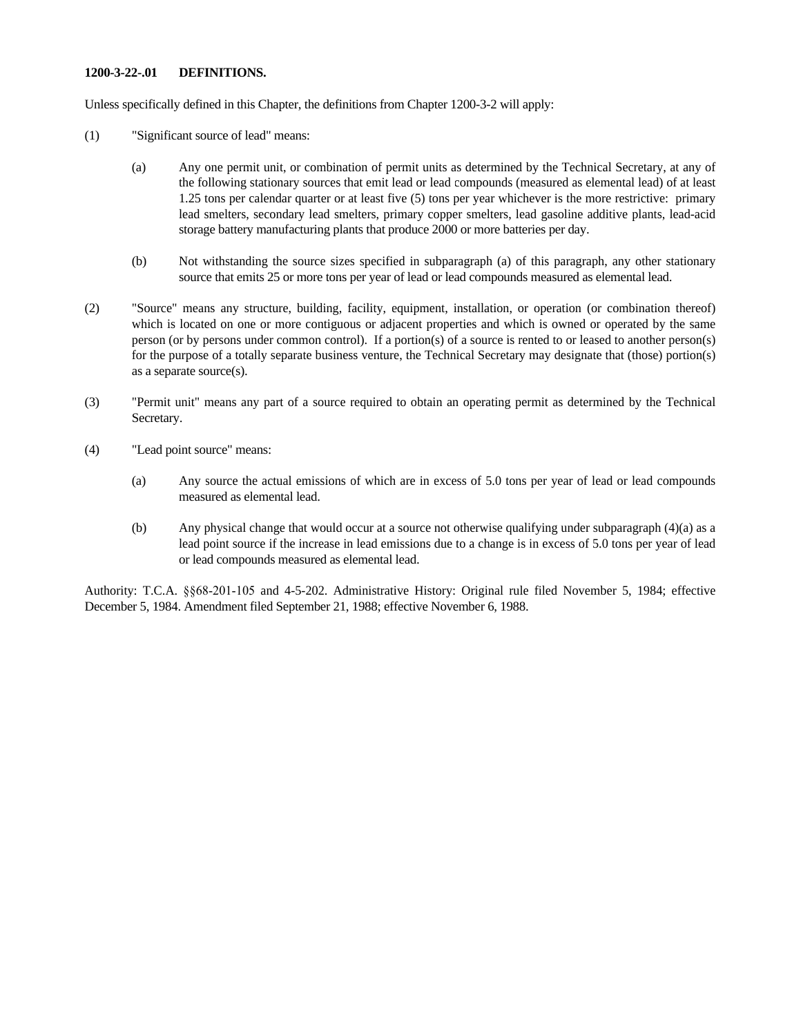**1200-3-22-.01 DEFINITIONS.**

Unless specifically defined in this Chapter, the definitions from Chapter 1200-3-2 will apply:

(1) "Significant source of lead" means:

(a) Any one permit unit, or combination of permit units as determined by the Technical Secretary, at any of the following stationary sources that emit lead or lead compounds (measured as elemental lead) of at least 1.25 tons per calendar quarter or at least five (5) tons per year whichever is the more restrictive: primary lead smelters, secondary lead smelters, primary copper smelters, lead gasoline additive plants, lead-acid storage battery manufacturing plants that produce 2000 or more batteries per day.

(b) Not withstanding the source sizes specified in subparagraph (a) of this paragraph, any other stationary source that emits 25 or more tons per year of lead or lead compounds measured as elemental lead.

(2) "Source" means any structure, building, facility, equipment, installation, or operation (or combination thereof) which is located on one or more contiguous or adjacent properties and which is owned or operated by the same person (or by persons under common control). If a portion(s) of a source is rented to or leased to another person(s) for the purpose of a totally separate business venture, the Technical Secretary may designate that (those) portion(s) as a separate source(s).

(3) "Permit unit" means any part of a source required to obtain an operating permit as determined by the Technical Secretary.

(4) "Lead point source" means:

(a) Any source the actual emissions of which are in excess of 5.0 tons per year of lead or lead compounds measured as elemental lead.

(b) Any physical change that would occur at a source not otherwise qualifying under subparagraph (4)(a) as a lead point source if the increase in lead emissions due to a change is in excess of 5.0 tons per year of lead or lead compounds measured as elemental lead.

Authority: T.C.A. §§68-201-105 and 4-5-202. Administrative History: Original rule filed November 5, 1984; effective December 5, 1984. Amendment filed September 21, 1988; effective November 6, 1988.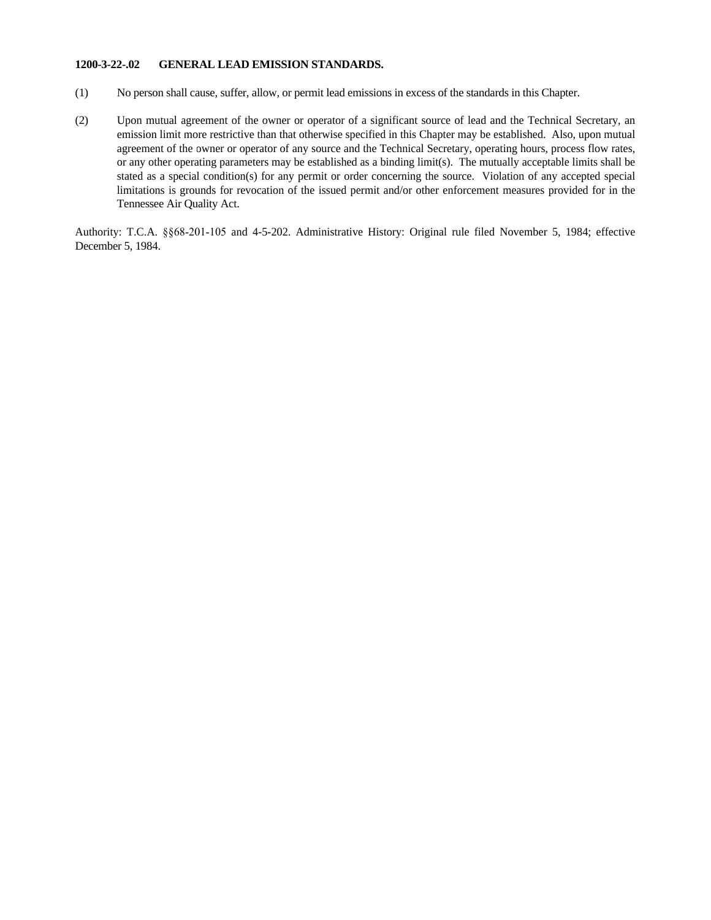**1200-3-22-.02 GENERAL LEAD EMISSION STANDARDS.**

(1) No person shall cause, suffer, allow, or permit lead emissions in excess of the standards in this Chapter.

(2) Upon mutual agreement of the owner or operator of a significant source of lead and the Technical Secretary, an emission limit more restrictive than that otherwise specified in this Chapter may be established. Also, upon mutual agreement of the owner or operator of any source and the Technical Secretary, operating hours, process flow rates, or any other operating parameters may be established as a binding limit(s). The mutually acceptable limits shall be stated as a special condition(s) for any permit or order concerning the source. Violation of any accepted special limitations is grounds for revocation of the issued permit and/or other enforcement measures provided for in the Tennessee Air Quality Act.

Authority: T.C.A. §§68-201-105 and 4-5-202. Administrative History: Original rule filed November 5, 1984; effective December 5, 1984.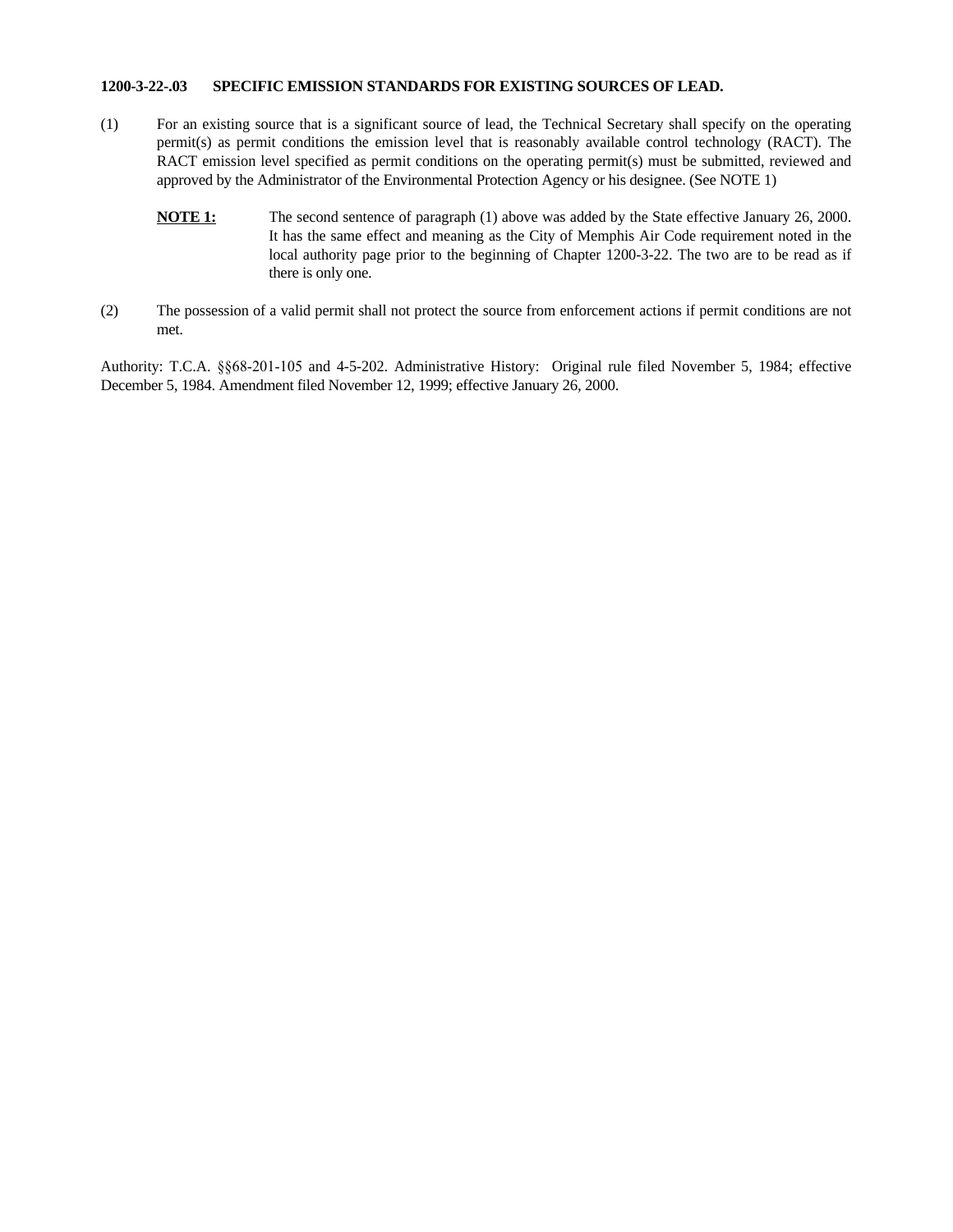**1200-3-22-.03 SPECIFIC EMISSION STANDARDS FOR EXISTING SOURCES OF LEAD.**

(1) For an existing source that is a significant source of lead, the Technical Secretary shall specify on the operating permit(s) as permit conditions the emission level that is reasonably available control technology (RACT). The RACT emission level specified as permit conditions on the operating permit(s) must be submitted, reviewed and approved by the Administrator of the Environmental Protection Agency or his designee. (See NOTE 1)

**NOTE 1:** The second sentence of paragraph (1) above was added by the State effective January 26, 2000. It has the same effect and meaning as the City of Memphis Air Code requirement noted in the local authority page prior to the beginning of Chapter 1200-3-22. The two are to be read as if there is only one.

(2) The possession of a valid permit shall not protect the source from enforcement actions if permit conditions are not met.

Authority: T.C.A. §§68-201-105 and 4-5-202. Administrative History: Original rule filed November 5, 1984; effective December 5, 1984. Amendment filed November 12, 1999; effective January 26, 2000.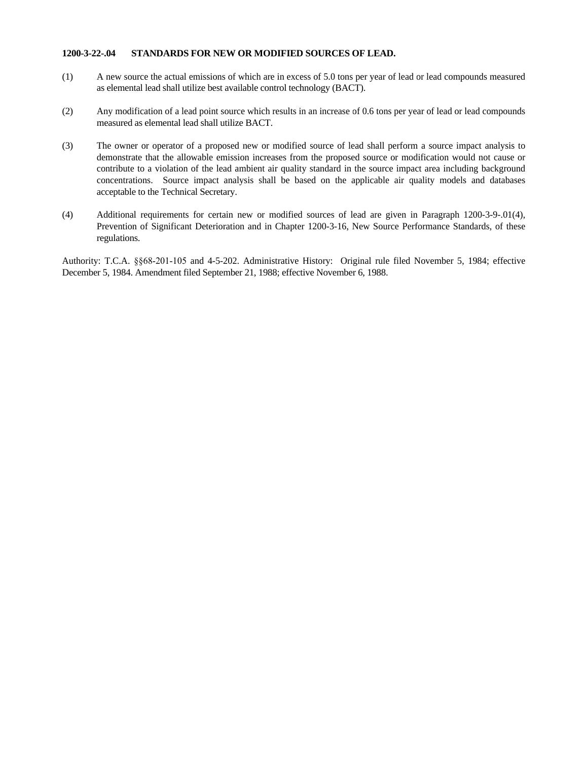**1200-3-22-.04 STANDARDS FOR NEW OR MODIFIED SOURCES OF LEAD.**

(1) A new source the actual emissions of which are in excess of 5.0 tons per year of lead or lead compounds measured as elemental lead shall utilize best available control technology (BACT).

(2) Any modification of a lead point source which results in an increase of 0.6 tons per year of lead or lead compounds measured as elemental lead shall utilize BACT.

(3) The owner or operator of a proposed new or modified source of lead shall perform a source impact analysis to demonstrate that the allowable emission increases from the proposed source or modification would not cause or contribute to a violation of the lead ambient air quality standard in the source impact area including background concentrations. Source impact analysis shall be based on the applicable air quality models and databases acceptable to the Technical Secretary.

(4) Additional requirements for certain new or modified sources of lead are given in Paragraph 1200-3-9-.01(4), Prevention of Significant Deterioration and in Chapter 1200-3-16, New Source Performance Standards, of these regulations.

Authority: T.C.A. §§68-201-105 and 4-5-202. Administrative History: Original rule filed November 5, 1984; effective December 5, 1984. Amendment filed September 21, 1988; effective November 6, 1988.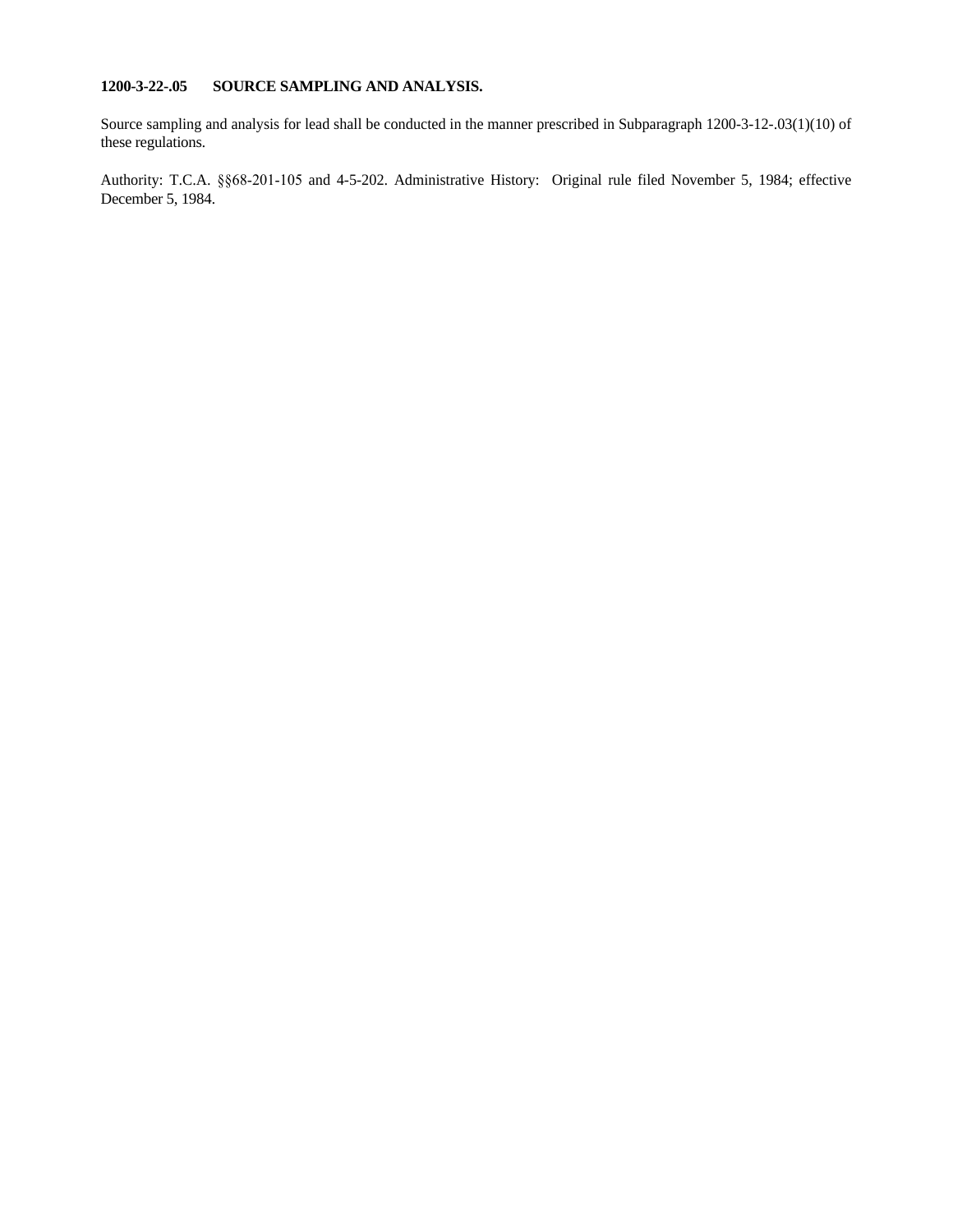**1200-3-22-.05 SOURCE SAMPLING AND ANALYSIS.**

Source sampling and analysis for lead shall be conducted in the manner prescribed in Subparagraph 1200-3-12-.03(1)(10) of these regulations.

Authority: T.C.A. §§68-201-105 and 4-5-202. Administrative History: Original rule filed November 5, 1984; effective December 5, 1984.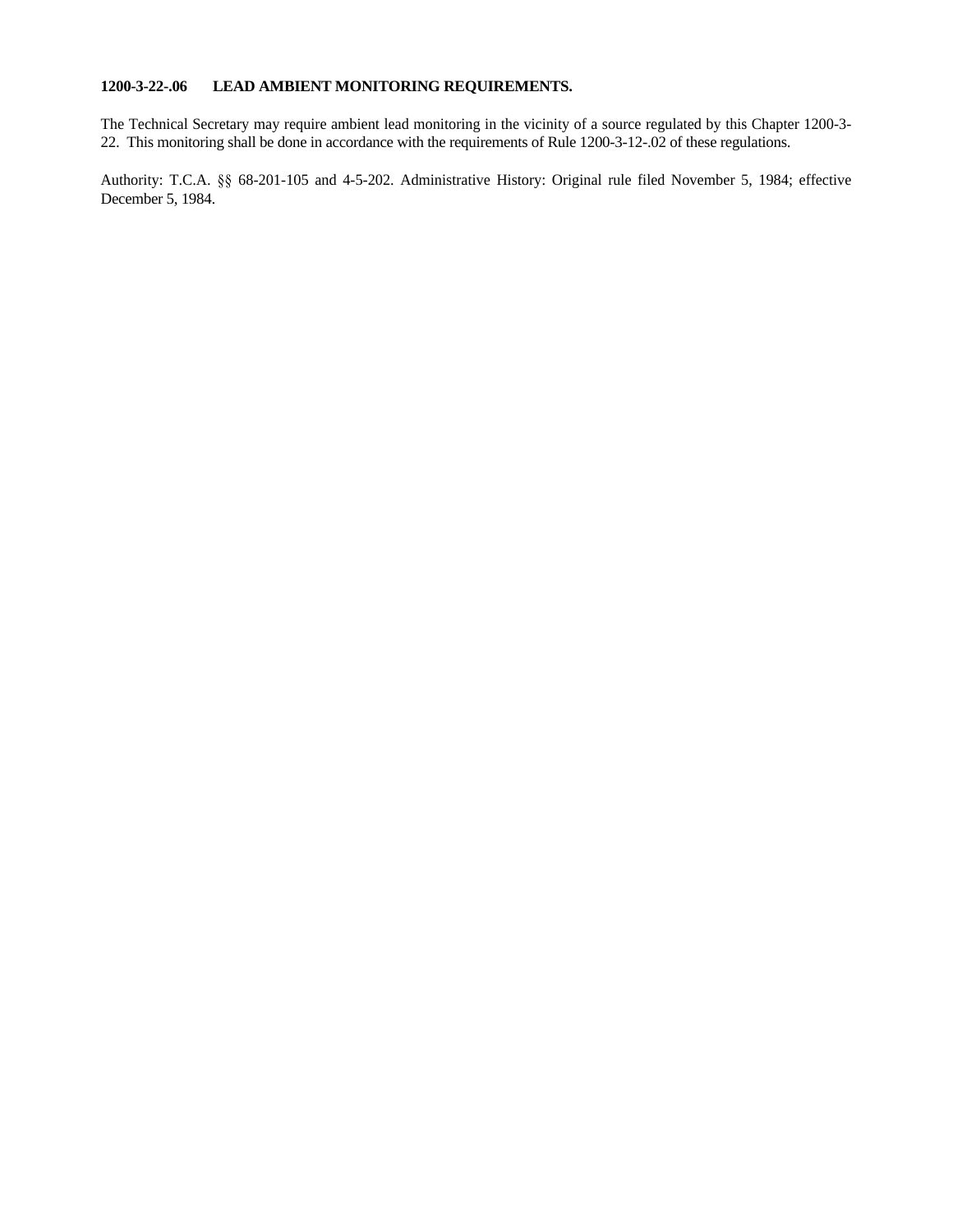**1200-3-22-.06 LEAD AMBIENT MONITORING REQUIREMENTS.**

The Technical Secretary may require ambient lead monitoring in the vicinity of a source regulated by this Chapter 1200-3-22. This monitoring shall be done in accordance with the requirements of Rule 1200-3-12-.02 of these regulations.

Authority: T.C.A. §§ 68-201-105 and 4-5-202. Administrative History: Original rule filed November 5, 1984; effective December 5, 1984.